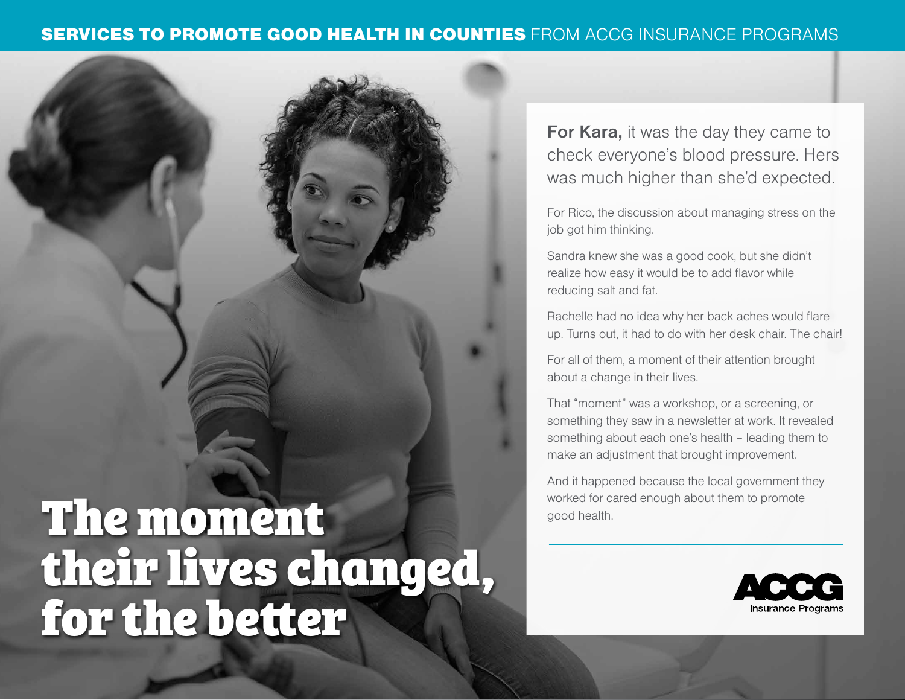**SERVICES TO PROMOTE GOOD HEALTH IN COUNTIES** FROM ACCG INSURANCE PROGRAMS

# The moment their lives changed, for the better

**For Kara,** it was the day they came to check everyone's blood pressure. Hers was much higher than she'd expected.

For Rico, the discussion about managing stress on the job got him thinking.

Sandra knew she was a good cook, but she didn't realize how easy it would be to add flavor while reducing salt and fat.

Rachelle had no idea why her back aches would flare up. Turns out, it had to do with her desk chair. The chair!

For all of them, a moment of their attention brought about a change in their lives.

That "moment" was a workshop, or a screening, or something they saw in a newsletter at work. It revealed something about each one's health – leading them to make an adjustment that brought improvement.

And it happened because the local government they worked for cared enough about them to promote good health.

ACCG Insurance Programs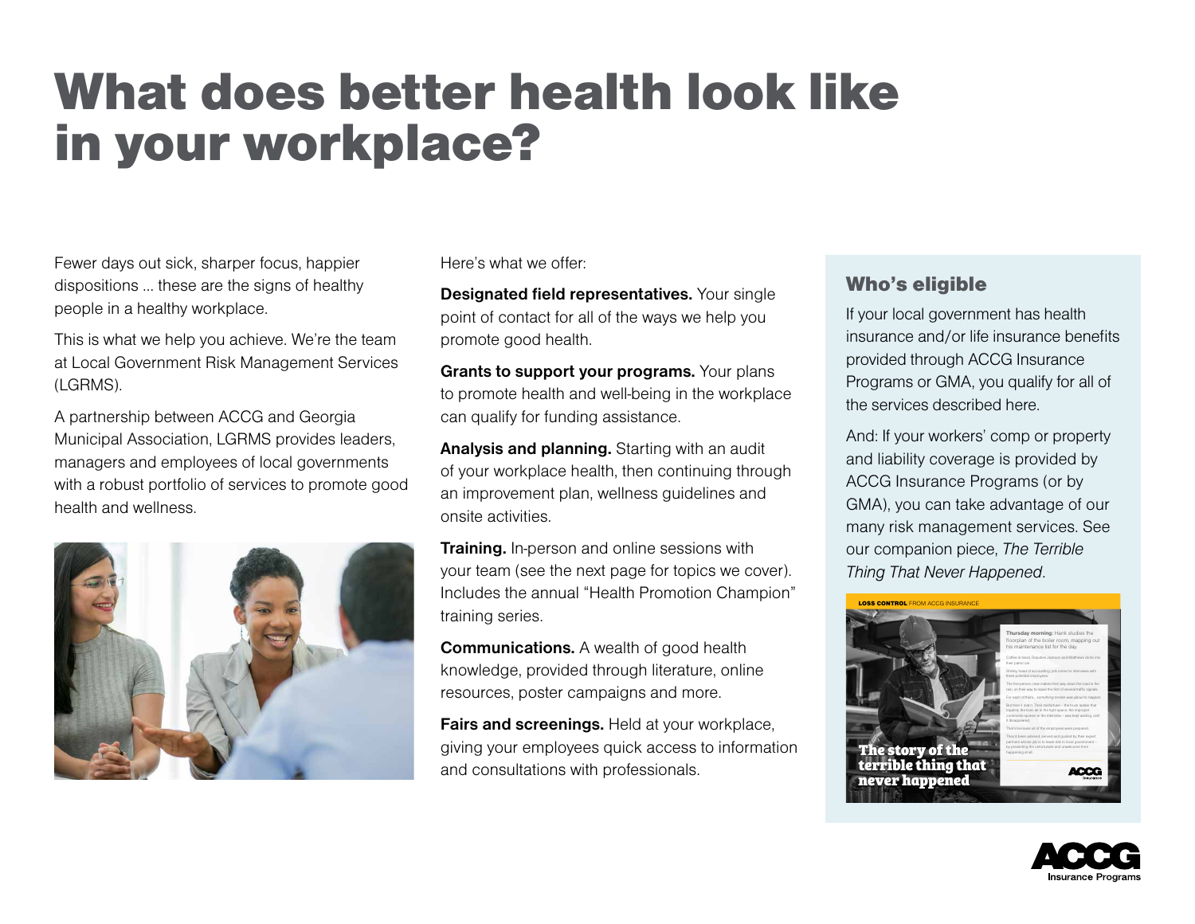# What does better health look like in your workplace?

Fewer days out sick, sharper focus, happier dispositions ... these are the signs of healthy people in a healthy workplace.

This is what we help you achieve. We're the team at Local Government Risk Management Services (LGRMS).

A partnership between ACCG and Georgia Municipal Association, LGRMS provides leaders, managers and employees of local governments with a robust portfolio of services to promote good health and wellness.

Here's what we offer:

**Designated field representatives.** Your single point of contact for all of the ways we help you promote good health.

**Grants to support your programs.** Your plans to promote health and well-being in the workplace can qualify for funding assistance.

**Analysis and planning.** Starting with an audit of your workplace health, then continuing through an improvement plan, wellness guidelines and onsite activities.

**Training.** In-person and online sessions with your team (see the next page for topics we cover). Includes the annual "Health Promotion Champion" training series.

**Communications.** A wealth of good health knowledge, provided through literature, online resources, poster campaigns and more.

**Fairs and screenings.** Held at your workplace, giving your employees quick access to information and consultations with professionals.

## Who's eligible

If your local government has health insurance and/or life insurance benefits provided through ACCG Insurance Programs or GMA, you qualify for all of the services described here.

And: If your workers' comp or property and liability coverage is provided by ACCG Insurance Programs (or by GMA), you can take advantage of our many risk management services. See our companion piece, *The Terrible Thing That Never Happened*.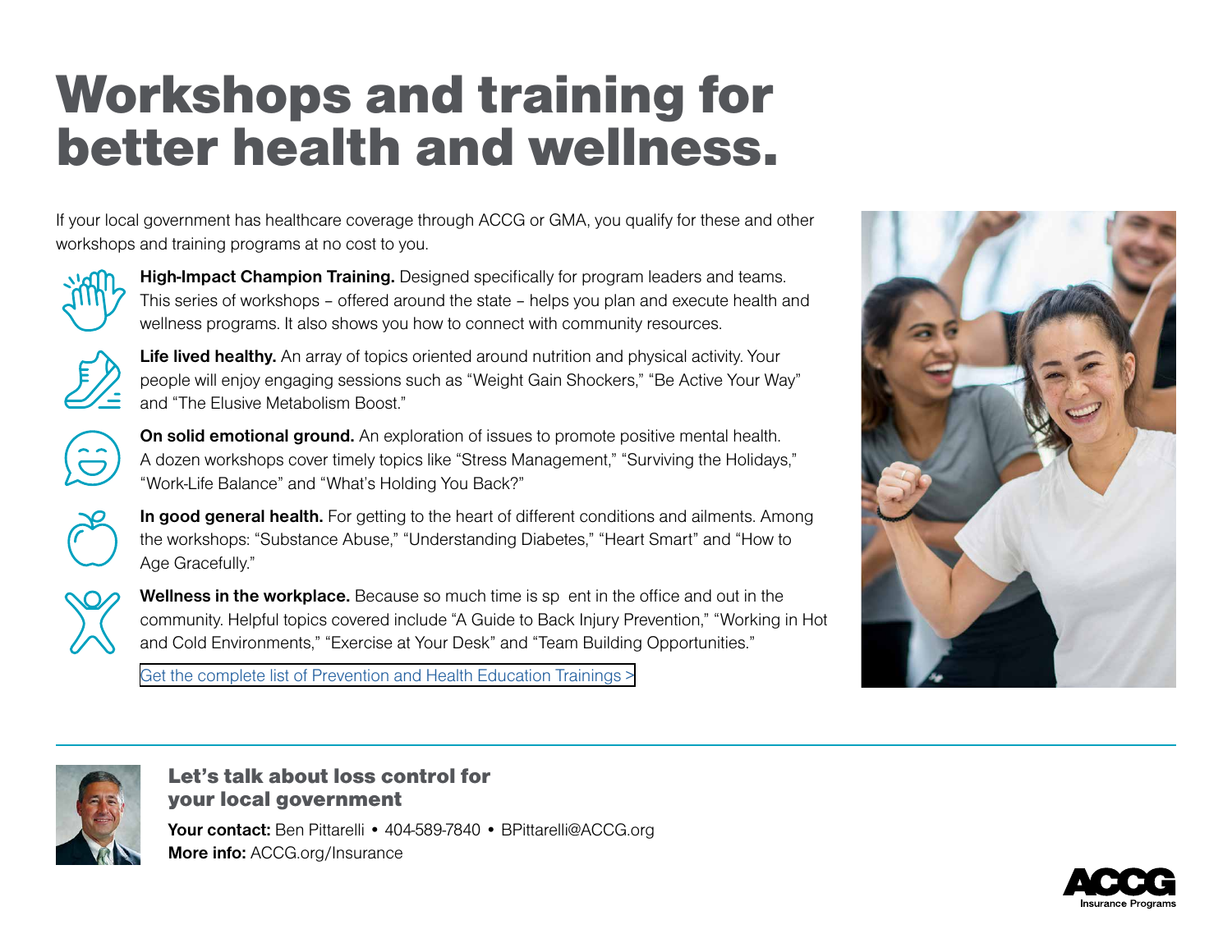# Workshops and training for better health and wellness.

If your local government has healthcare coverage through ACCG or GMA, you qualify for these and other workshops and training programs at no cost to you.

**High-Impact Champion Training.** Designed specifically for program leaders and teams. This series of workshops – offered around the state – helps you plan and execute health and wellness programs. It also shows you how to connect with community resources.

**Life lived healthy.** An array of topics oriented around nutrition and physical activity. Your people will enjoy engaging sessions such as "Weight Gain Shockers," "Be Active Your Way" and "The Elusive Metabolism Boost."

**On solid emotional ground.** An exploration of issues to promote positive mental health. A dozen workshops cover timely topics like "Stress Management," "Surviving the Holidays," "Work-Life Balance" and "What's Holding You Back?"

**In good general health.** For getting to the heart of different conditions and ailments. Among the workshops: "Substance Abuse," "Understanding Diabetes," "Heart Smart" and "How to Age Gracefully."

**Wellness in the workplace.** Because so much time is sp ent in the office and out in the community. Helpful topics covered include "A Guide to Back Injury Prevention," "Working in Hot and Cold Environments," "Exercise at Your Desk" and "Team Building Opportunities."

Get the complete list of Prevention and Health Education Trainings >

## Let's talk about loss control for your local government

**Your contact:** Ben Pittarelli • 404-589-7840 • BPittarelli@ACCG.org
**More info:** ACCG.org/Insurance

ACCG Insurance Programs